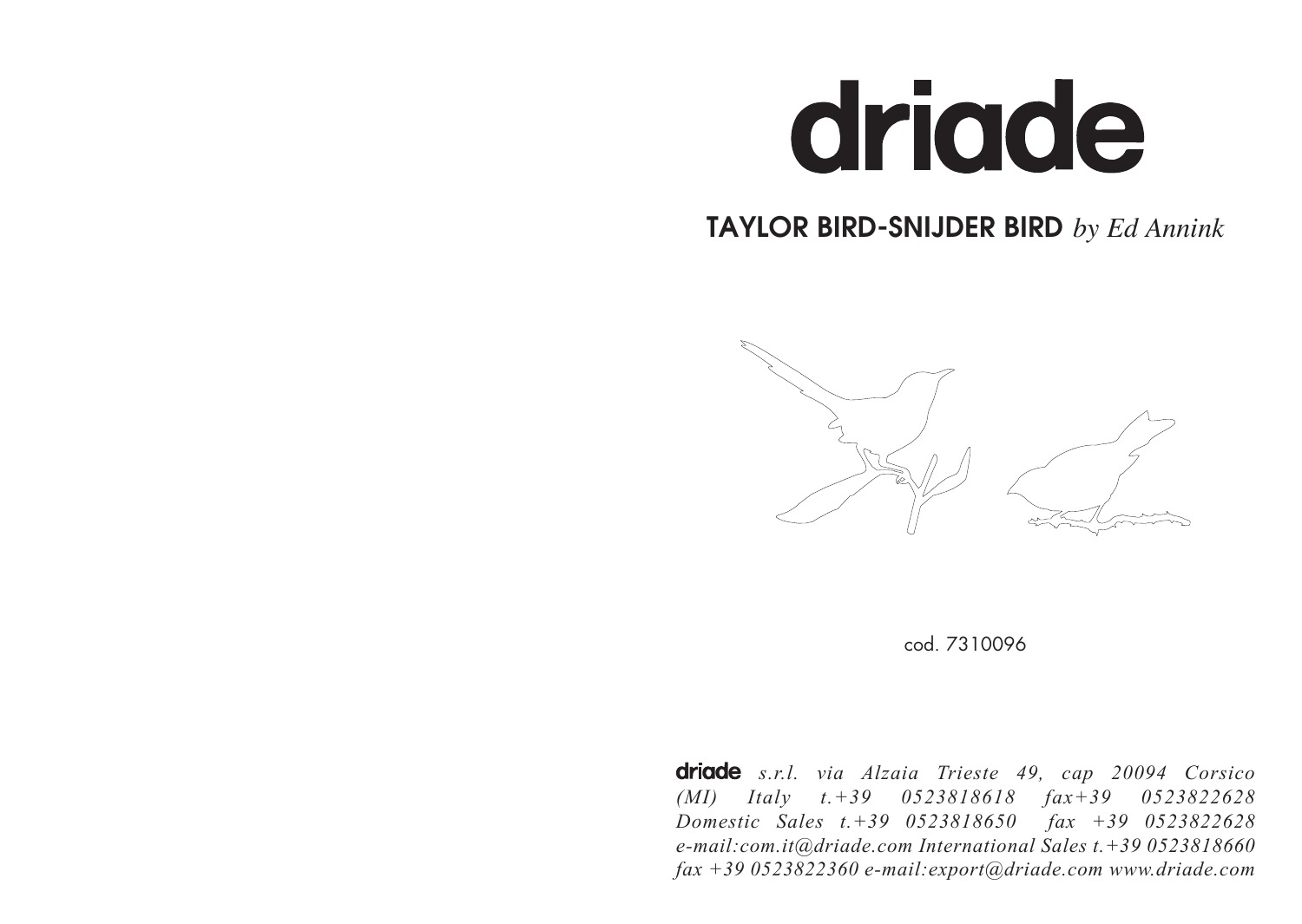# driade

## TAYLOR BIRD-SNIJDER BIRD *by Ed Annink*

cod. 7310096

**driade** *s.r.l. via Alzaia Trieste 49, cap 20094 Corsico (MI) Italy t.+39 0523818618 fax+39 0523822628 Domestic Sales t.+39 0523818650 fax +39 0523822628 e-mail:com.it@driade.com International Sales t.+39 0523818660 fax +39 0523822360 e-mail:export@driade.com www.driade.com*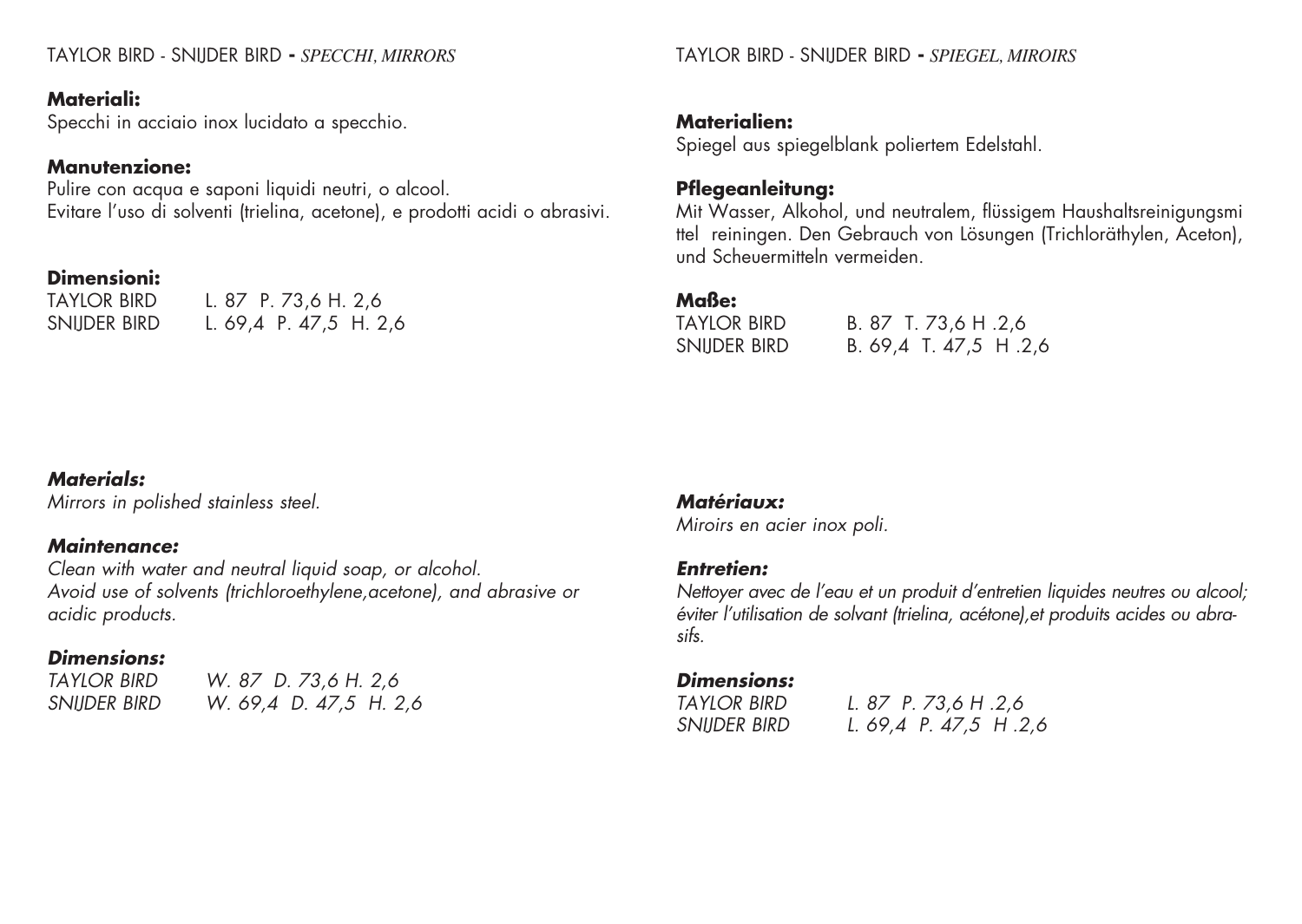TAYLOR BIRD - SNIJDER BIRD - *SPECCHI, MIRRORS*

**Materiali:**
Specchi in acciaio inox lucidato a specchio.

**Manutenzione:**
Pulire con acqua e saponi liquidi neutri, o alcool.
Evitare l'uso di solventi (trielina, acetone), e prodotti acidi o abrasivi.

**Dimensioni:**

| | |
|---|---|
| TAYLOR BIRD | L. 87 P. 73,6 H. 2,6 |
| SNIJDER BIRD | L. 69,4 P. 47,5 H. 2,6 |

***Materials:***
*Mirrors in polished stainless steel.*

***Maintenance:***
*Clean with water and neutral liquid soap, or alcohol.*
*Avoid use of solvents (trichloroethylene,acetone), and abrasive or acidic products.*

***Dimensions:***

| | |
|---|---|
| *TAYLOR BIRD* | *W. 87 D. 73,6 H. 2,6* |
| *SNIJDER BIRD* | *W. 69,4 D. 47,5 H. 2,6* |

TAYLOR BIRD - SNIJDER BIRD - *SPIEGEL, MIROIRS*

**Materialien:**
Spiegel aus spiegelblank poliertem Edelstahl.

**Pflegeanleitung:**
Mit Wasser, Alkohol, und neutralem, flüssigem Haushaltsreinigungsmittel reinigen. Den Gebrauch von Lösungen (Trichloräthylen, Aceton), und Scheuermitteln vermeiden.

**Maße:**

| | |
|---|---|
| TAYLOR BIRD | B. 87 T. 73,6 H .2,6 |
| SNIJDER BIRD | B. 69,4 T. 47,5 H .2,6 |

***Matériaux:***
*Miroirs en acier inox poli.*

***Entretien:***
*Nettoyer avec de l'eau et un produit d'entretien liquides neutres ou alcool; éviter l'utilisation de solvant (trielina, acétone),et produits acides ou abrasifs.*

***Dimensions:***

| | |
|---|---|
| *TAYLOR BIRD* | *L. 87 P. 73,6 H .2,6* |
| *SNIJDER BIRD* | *L. 69,4 P. 47,5 H .2,6* |